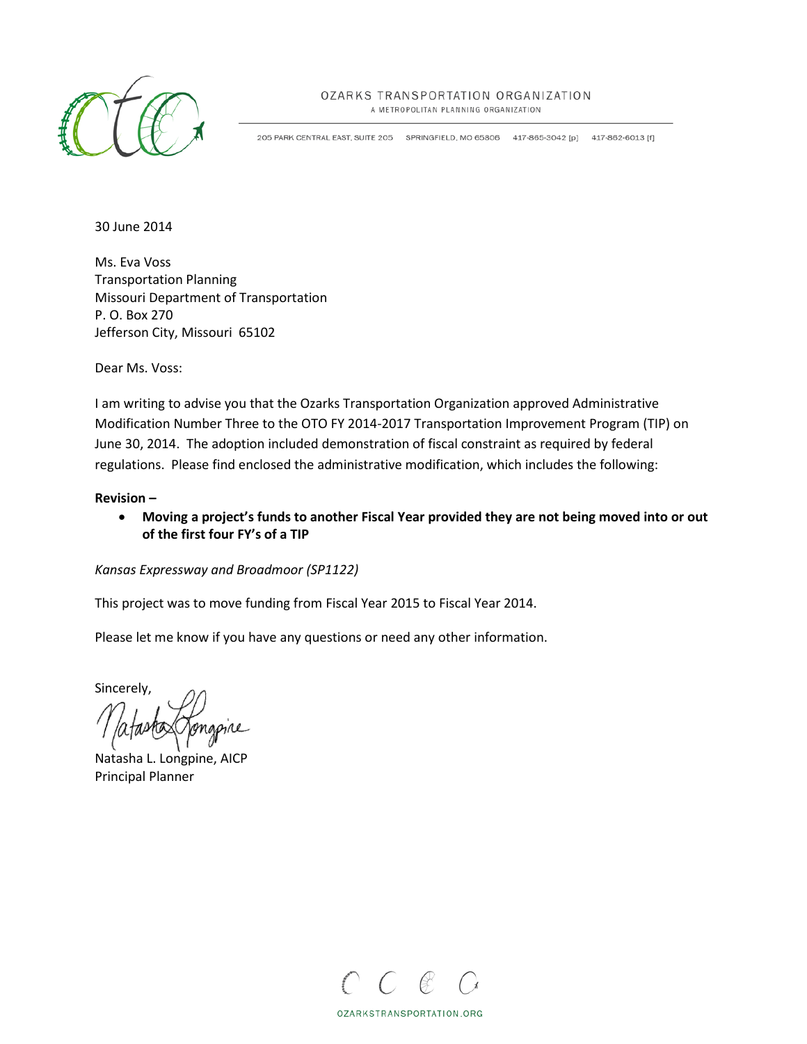OZARKS TRANSPORTATION ORGANIZATION
A METROPOLITAN PLANNING ORGANIZATION

205 PARK CENTRAL EAST, SUITE 205 SPRINGFIELD, MO 65806 417-865-3042 [p] 417-862-6013 [f]

30 June 2014

Ms. Eva Voss
Transportation Planning
Missouri Department of Transportation
P. O. Box 270
Jefferson City, Missouri 65102

Dear Ms. Voss:

I am writing to advise you that the Ozarks Transportation Organization approved Administrative Modification Number Three to the OTO FY 2014-2017 Transportation Improvement Program (TIP) on June 30, 2014. The adoption included demonstration of fiscal constraint as required by federal regulations. Please find enclosed the administrative modification, which includes the following:

**Revision –**

- **Moving a project's funds to another Fiscal Year provided they are not being moved into or out of the first four FY's of a TIP**

*Kansas Expressway and Broadmoor (SP1122)*

This project was to move funding from Fiscal Year 2015 to Fiscal Year 2014.

Please let me know if you have any questions or need any other information.

Sincerely,

Natasha L. Longpine, AICP
Principal Planner

OZARKSTRANSPORTATION.ORG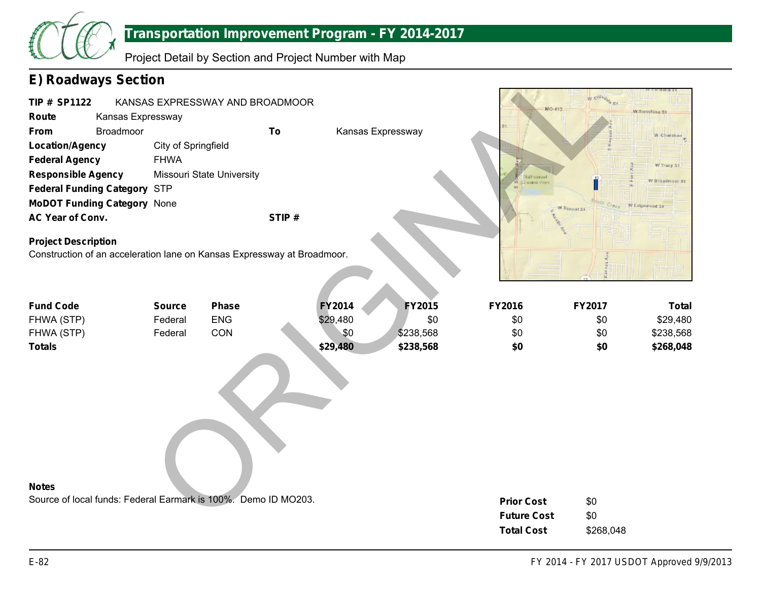# Transportation Improvement Program - FY 2014-2017

Project Detail by Section and Project Number with Map

## E) Roadways Section

**TIP # SP1122** KANSAS EXPRESSWAY AND BROADMOOR

**Route** Kansas Expressway

**From** Broadmoor **To** Kansas Expressway

**Location/Agency** City of Springfield

**Federal Agency** FHWA

**Responsible Agency** Missouri State University

**Federal Funding Category** STP

**MoDOT Funding Category** None

**AC Year of Conv.** **STIP #**

**Project Description**

Construction of an acceleration lane on Kansas Expressway at Broadmoor.

| Fund Code | Source | Phase | FY2014 | FY2015 | FY2016 | FY2017 | Total |
|---|---|---|---|---|---|---|---|
| FHWA (STP) | Federal | ENG | $29,480 | $0 | $0 | $0 | $29,480 |
| FHWA (STP) | Federal | CON | $0 | $238,568 | $0 | $0 | $238,568 |
| **Totals** | | | **$29,480** | **$238,568** | **$0** | **$0** | **$268,048** |

**Notes**

Source of local funds: Federal Earmark is 100%. Demo ID MO203.

| | |
|---|---|
| **Prior Cost** | $0 |
| **Future Cost** | $0 |
| **Total Cost** | $268,048 |

ORIGINAL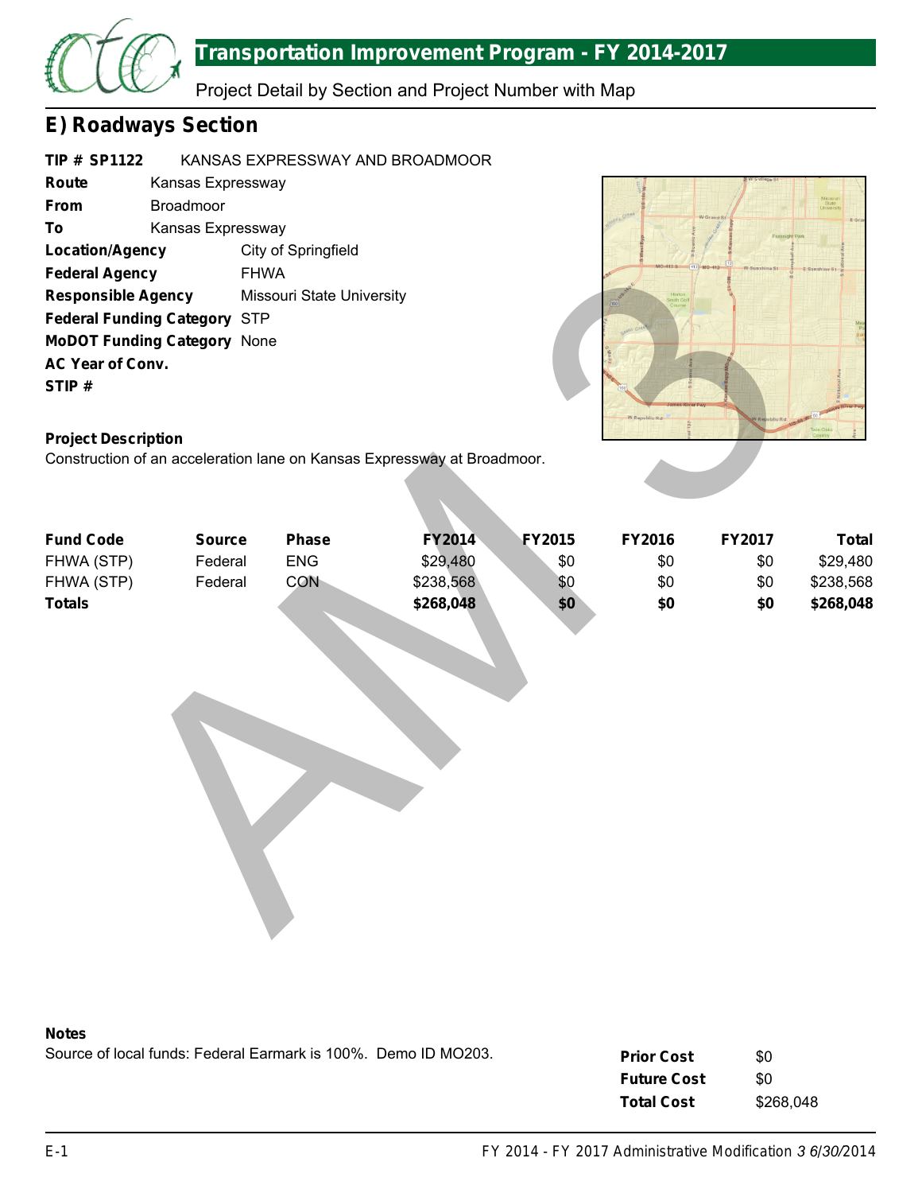# Transportation Improvement Program - FY 2014-2017

Project Detail by Section and Project Number with Map

## E) Roadways Section

**TIP # SP1122** KANSAS EXPRESSWAY AND BROADMOOR

**Route** Kansas Expressway
**From** Broadmoor
**To** Kansas Expressway
**Location/Agency** City of Springfield
**Federal Agency** FHWA
**Responsible Agency** Missouri State University
**Federal Funding Category** STP
**MoDOT Funding Category** None
**AC Year of Conv.**
**STIP #**

### Project Description

Construction of an acceleration lane on Kansas Expressway at Broadmoor.

| Fund Code | Source | Phase | FY2014 | FY2015 | FY2016 | FY2017 | Total |
|---|---|---|---|---|---|---|---|
| FHWA (STP) | Federal | ENG | $29,480 | $0 | $0 | $0 | $29,480 |
| FHWA (STP) | Federal | CON | $238,568 | $0 | $0 | $0 | $238,568 |
| **Totals** | | | **$268,048** | **$0** | **$0** | **$0** | **$268,048** |

### Notes

Source of local funds: Federal Earmark is 100%. Demo ID MO203.

| | |
|---|---|
| **Prior Cost** | $0 |
| **Future Cost** | $0 |
| **Total Cost** | $268,048 |

FY 2014 - FY 2017 Administrative Modification *3 6/30/*2014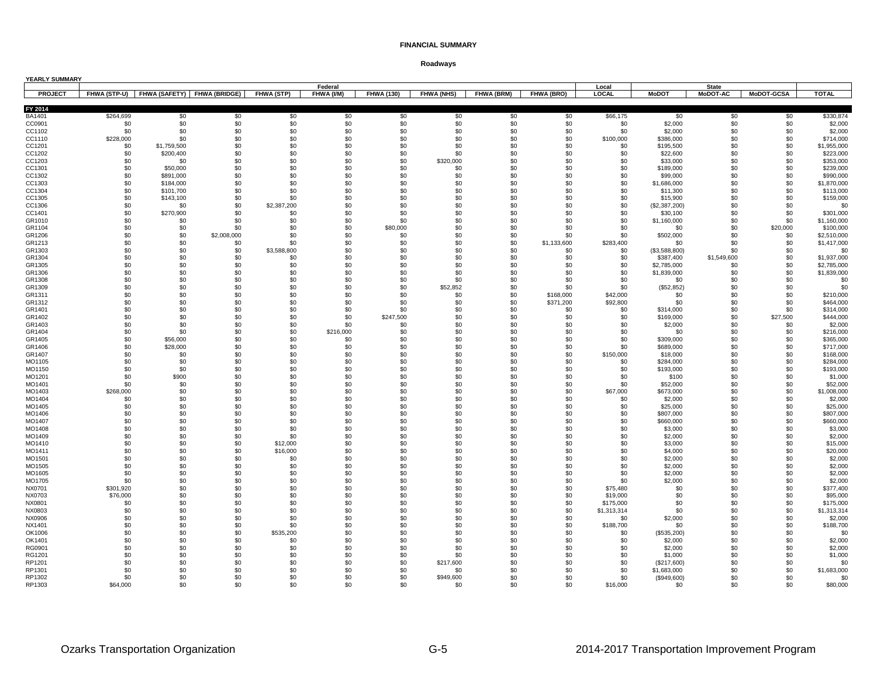**FINANCIAL SUMMARY**

**Roadways**

**YEARLY SUMMARY**

| | Federal | | | | | | | | | Local | State | | | |
|---|---|---|---|---|---|---|---|---|---|---|---|---|---|---|
| PROJECT | FHWA (STP-U) | FHWA (SAFETY) | FHWA (BRIDGE) | FHWA (STP) | FHWA (I/M) | FHWA (130) | FHWA (NHS) | FHWA (BRM) | FHWA (BRO) | LOCAL | MoDOT | MoDOT-AC | MoDOT-GCSA | TOTAL |
| **FY 2014** | | | | | | | | | | | | | | |
| BA1401 | $264,699 | $0 | $0 | $0 | $0 | $0 | $0 | $0 | $0 | $66,175 | $0 | $0 | $0 | $330,874 |
| CC0901 | $0 | $0 | $0 | $0 | $0 | $0 | $0 | $0 | $0 | $0 | $2,000 | $0 | $0 | $2,000 |
| CC1102 | $0 | $0 | $0 | $0 | $0 | $0 | $0 | $0 | $0 | $0 | $2,000 | $0 | $0 | $2,000 |
| CC1110 | $228,000 | $0 | $0 | $0 | $0 | $0 | $0 | $0 | $0 | $100,000 | $386,000 | $0 | $0 | $714,000 |
| CC1201 | $0 | $1,759,500 | $0 | $0 | $0 | $0 | $0 | $0 | $0 | $0 | $195,500 | $0 | $0 | $1,955,000 |
| CC1202 | $0 | $200,400 | $0 | $0 | $0 | $0 | $0 | $0 | $0 | $0 | $22,600 | $0 | $0 | $223,000 |
| CC1203 | $0 | $0 | $0 | $0 | $0 | $0 | $320,000 | $0 | $0 | $0 | $33,000 | $0 | $0 | $353,000 |
| CC1301 | $0 | $50,000 | $0 | $0 | $0 | $0 | $0 | $0 | $0 | $0 | $189,000 | $0 | $0 | $239,000 |
| CC1302 | $0 | $891,000 | $0 | $0 | $0 | $0 | $0 | $0 | $0 | $0 | $99,000 | $0 | $0 | $990,000 |
| CC1303 | $0 | $184,000 | $0 | $0 | $0 | $0 | $0 | $0 | $0 | $0 | $1,686,000 | $0 | $0 | $1,870,000 |
| CC1304 | $0 | $101,700 | $0 | $0 | $0 | $0 | $0 | $0 | $0 | $0 | $11,300 | $0 | $0 | $113,000 |
| CC1305 | $0 | $143,100 | $0 | $0 | $0 | $0 | $0 | $0 | $0 | $0 | $15,900 | $0 | $0 | $159,000 |
| CC1306 | $0 | $0 | $0 | $2,387,200 | $0 | $0 | $0 | $0 | $0 | $0 | ($2,387,200) | $0 | $0 | $0 |
| CC1401 | $0 | $270,900 | $0 | $0 | $0 | $0 | $0 | $0 | $0 | $0 | $30,100 | $0 | $0 | $301,000 |
| GR1010 | $0 | $0 | $0 | $0 | $0 | $0 | $0 | $0 | $0 | $0 | $1,160,000 | $0 | $0 | $1,160,000 |
| GR1104 | $0 | $0 | $0 | $0 | $0 | $80,000 | $0 | $0 | $0 | $0 | $0 | $0 | $20,000 | $100,000 |
| GR1206 | $0 | $0 | $2,008,000 | $0 | $0 | $0 | $0 | $0 | $0 | $0 | $502,000 | $0 | $0 | $2,510,000 |
| GR1213 | $0 | $0 | $0 | $0 | $0 | $0 | $0 | $0 | $1,133,600 | $283,400 | $0 | $0 | $0 | $1,417,000 |
| GR1303 | $0 | $0 | $0 | $3,588,800 | $0 | $0 | $0 | $0 | $0 | $0 | ($3,588,800) | $0 | $0 | $0 |
| GR1304 | $0 | $0 | $0 | $0 | $0 | $0 | $0 | $0 | $0 | $0 | $387,400 | $1,549,600 | $0 | $1,937,000 |
| GR1305 | $0 | $0 | $0 | $0 | $0 | $0 | $0 | $0 | $0 | $0 | $2,785,000 | $0 | $0 | $2,785,000 |
| GR1306 | $0 | $0 | $0 | $0 | $0 | $0 | $0 | $0 | $0 | $0 | $1,839,000 | $0 | $0 | $1,839,000 |
| GR1308 | $0 | $0 | $0 | $0 | $0 | $0 | $0 | $0 | $0 | $0 | $0 | $0 | $0 | $0 |
| GR1309 | $0 | $0 | $0 | $0 | $0 | $0 | $52,852 | $0 | $0 | $0 | ($52,852) | $0 | $0 | $0 |
| GR1311 | $0 | $0 | $0 | $0 | $0 | $0 | $0 | $0 | $168,000 | $42,000 | $0 | $0 | $0 | $210,000 |
| GR1312 | $0 | $0 | $0 | $0 | $0 | $0 | $0 | $0 | $371,200 | $92,800 | $0 | $0 | $0 | $464,000 |
| GR1401 | $0 | $0 | $0 | $0 | $0 | $0 | $0 | $0 | $0 | $0 | $314,000 | $0 | $0 | $314,000 |
| GR1402 | $0 | $0 | $0 | $0 | $0 | $247,500 | $0 | $0 | $0 | $0 | $169,000 | $0 | $27,500 | $444,000 |
| GR1403 | $0 | $0 | $0 | $0 | $0 | $0 | $0 | $0 | $0 | $0 | $2,000 | $0 | $0 | $2,000 |
| GR1404 | $0 | $0 | $0 | $0 | $216,000 | $0 | $0 | $0 | $0 | $0 | $0 | $0 | $0 | $216,000 |
| GR1405 | $0 | $56,000 | $0 | $0 | $0 | $0 | $0 | $0 | $0 | $0 | $309,000 | $0 | $0 | $365,000 |
| GR1406 | $0 | $28,000 | $0 | $0 | $0 | $0 | $0 | $0 | $0 | $0 | $689,000 | $0 | $0 | $717,000 |
| GR1407 | $0 | $0 | $0 | $0 | $0 | $0 | $0 | $0 | $0 | $150,000 | $18,000 | $0 | $0 | $168,000 |
| MO1105 | $0 | $0 | $0 | $0 | $0 | $0 | $0 | $0 | $0 | $0 | $284,000 | $0 | $0 | $284,000 |
| MO1150 | $0 | $0 | $0 | $0 | $0 | $0 | $0 | $0 | $0 | $0 | $193,000 | $0 | $0 | $193,000 |
| MO1201 | $0 | $900 | $0 | $0 | $0 | $0 | $0 | $0 | $0 | $0 | $100 | $0 | $0 | $1,000 |
| MO1401 | $0 | $0 | $0 | $0 | $0 | $0 | $0 | $0 | $0 | $0 | $52,000 | $0 | $0 | $52,000 |
| MO1403 | $268,000 | $0 | $0 | $0 | $0 | $0 | $0 | $0 | $0 | $67,000 | $673,000 | $0 | $0 | $1,008,000 |
| MO1404 | $0 | $0 | $0 | $0 | $0 | $0 | $0 | $0 | $0 | $0 | $2,000 | $0 | $0 | $2,000 |
| MO1405 | $0 | $0 | $0 | $0 | $0 | $0 | $0 | $0 | $0 | $0 | $25,000 | $0 | $0 | $25,000 |
| MO1406 | $0 | $0 | $0 | $0 | $0 | $0 | $0 | $0 | $0 | $0 | $807,000 | $0 | $0 | $807,000 |
| MO1407 | $0 | $0 | $0 | $0 | $0 | $0 | $0 | $0 | $0 | $0 | $660,000 | $0 | $0 | $660,000 |
| MO1408 | $0 | $0 | $0 | $0 | $0 | $0 | $0 | $0 | $0 | $0 | $3,000 | $0 | $0 | $3,000 |
| MO1409 | $0 | $0 | $0 | $0 | $0 | $0 | $0 | $0 | $0 | $0 | $2,000 | $0 | $0 | $2,000 |
| MO1410 | $0 | $0 | $0 | $12,000 | $0 | $0 | $0 | $0 | $0 | $0 | $3,000 | $0 | $0 | $15,000 |
| MO1411 | $0 | $0 | $0 | $16,000 | $0 | $0 | $0 | $0 | $0 | $0 | $4,000 | $0 | $0 | $20,000 |
| MO1501 | $0 | $0 | $0 | $0 | $0 | $0 | $0 | $0 | $0 | $0 | $2,000 | $0 | $0 | $2,000 |
| MO1505 | $0 | $0 | $0 | $0 | $0 | $0 | $0 | $0 | $0 | $0 | $2,000 | $0 | $0 | $2,000 |
| MO1605 | $0 | $0 | $0 | $0 | $0 | $0 | $0 | $0 | $0 | $0 | $2,000 | $0 | $0 | $2,000 |
| MO1705 | $0 | $0 | $0 | $0 | $0 | $0 | $0 | $0 | $0 | $0 | $2,000 | $0 | $0 | $2,000 |
| NX0701 | $301,920 | $0 | $0 | $0 | $0 | $0 | $0 | $0 | $0 | $75,480 | $0 | $0 | $0 | $377,400 |
| NX0703 | $76,000 | $0 | $0 | $0 | $0 | $0 | $0 | $0 | $0 | $19,000 | $0 | $0 | $0 | $95,000 |
| NX0801 | $0 | $0 | $0 | $0 | $0 | $0 | $0 | $0 | $0 | $175,000 | $0 | $0 | $0 | $175,000 |
| NX0803 | $0 | $0 | $0 | $0 | $0 | $0 | $0 | $0 | $0 | $1,313,314 | $0 | $0 | $0 | $1,313,314 |
| NX0906 | $0 | $0 | $0 | $0 | $0 | $0 | $0 | $0 | $0 | $0 | $2,000 | $0 | $0 | $2,000 |
| NX1401 | $0 | $0 | $0 | $0 | $0 | $0 | $0 | $0 | $0 | $188,700 | $0 | $0 | $0 | $188,700 |
| OK1006 | $0 | $0 | $0 | $535,200 | $0 | $0 | $0 | $0 | $0 | $0 | ($535,200) | $0 | $0 | $0 |
| OK1401 | $0 | $0 | $0 | $0 | $0 | $0 | $0 | $0 | $0 | $0 | $2,000 | $0 | $0 | $2,000 |
| RG0901 | $0 | $0 | $0 | $0 | $0 | $0 | $0 | $0 | $0 | $0 | $2,000 | $0 | $0 | $2,000 |
| RG1201 | $0 | $0 | $0 | $0 | $0 | $0 | $0 | $0 | $0 | $0 | $1,000 | $0 | $0 | $1,000 |
| RP1201 | $0 | $0 | $0 | $0 | $0 | $0 | $217,600 | $0 | $0 | $0 | ($217,600) | $0 | $0 | $0 |
| RP1301 | $0 | $0 | $0 | $0 | $0 | $0 | $0 | $0 | $0 | $0 | $1,683,000 | $0 | $0 | $1,683,000 |
| RP1302 | $0 | $0 | $0 | $0 | $0 | $0 | $949,600 | $0 | $0 | $0 | ($949,600) | $0 | $0 | $0 |
| RP1303 | $64,000 | $0 | $0 | $0 | $0 | $0 | $0 | $0 | $0 | $16,000 | $0 | $0 | $0 | $80,000 |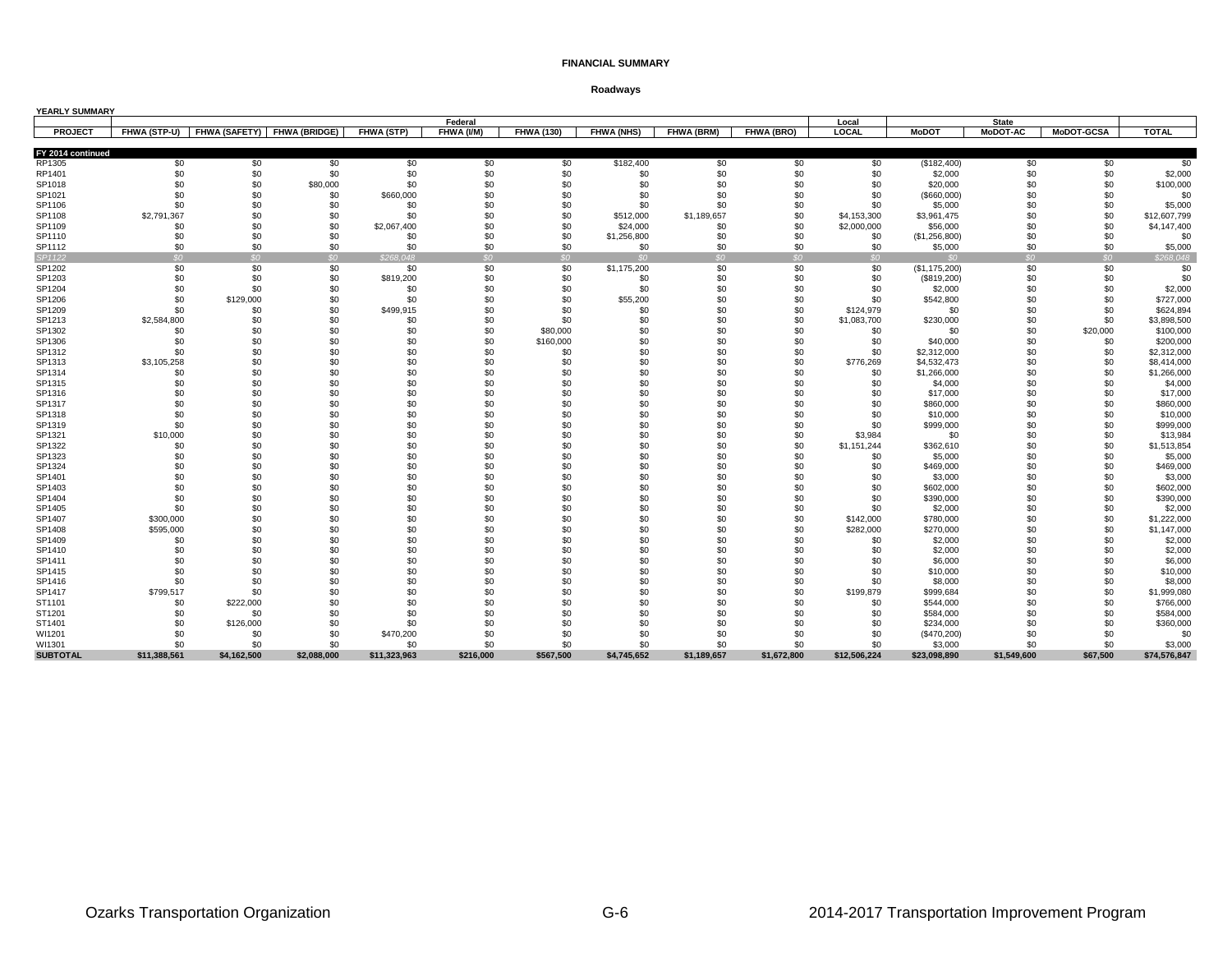# FINANCIAL SUMMARY

## Roadways

**YEARLY SUMMARY**

| | Federal | | | | | | | | | Local | State | | | |
|---|---|---|---|---|---|---|---|---|---|---|---|---|---|---|
| **PROJECT** | **FHWA (STP-U)** | **FHWA (SAFETY)** | **FHWA (BRIDGE)** | **FHWA (STP)** | **FHWA (I/M)** | **FHWA (130)** | **FHWA (NHS)** | **FHWA (BRM)** | **FHWA (BRO)** | **LOCAL** | **MoDOT** | **MoDOT-AC** | **MoDOT-GCSA** | **TOTAL** |
| **FY 2014 continued** | | | | | | | | | | | | | | |
| RP1305 | $0 | $0 | $0 | $0 | $0 | $0 | $182,400 | $0 | $0 | $0 | ($182,400) | $0 | $0 | $0 |
| RP1401 | $0 | $0 | $0 | $0 | $0 | $0 | $0 | $0 | $0 | $0 | $2,000 | $0 | $0 | $2,000 |
| SP1018 | $0 | $0 | $80,000 | $0 | $0 | $0 | $0 | $0 | $0 | $0 | $20,000 | $0 | $0 | $100,000 |
| SP1021 | $0 | $0 | $0 | $660,000 | $0 | $0 | $0 | $0 | $0 | $0 | ($660,000) | $0 | $0 | $0 |
| SP1106 | $0 | $0 | $0 | $0 | $0 | $0 | $0 | $0 | $0 | $0 | $5,000 | $0 | $0 | $5,000 |
| SP1108 | $2,791,367 | $0 | $0 | $0 | $0 | $0 | $512,000 | $1,189,657 | $0 | $4,153,300 | $3,961,475 | $0 | $0 | $12,607,799 |
| SP1109 | $0 | $0 | $0 | $2,067,400 | $0 | $0 | $24,000 | $0 | $0 | $2,000,000 | $56,000 | $0 | $0 | $4,147,400 |
| SP1110 | $0 | $0 | $0 | $0 | $0 | $0 | $1,256,800 | $0 | $0 | $0 | ($1,256,800) | $0 | $0 | $0 |
| SP1112 | $0 | $0 | $0 | $0 | $0 | $0 | $0 | $0 | $0 | $0 | $5,000 | $0 | $0 | $5,000 |
| *SP1122* | *$0* | *$0* | *$0* | *$268,048* | *$0* | *$0* | *$0* | *$0* | *$0* | *$0* | *$0* | *$0* | *$0* | *$268,048* |
| SP1202 | $0 | $0 | $0 | $0 | $0 | $0 | $1,175,200 | $0 | $0 | $0 | ($1,175,200) | $0 | $0 | $0 |
| SP1203 | $0 | $0 | $0 | $819,200 | $0 | $0 | $0 | $0 | $0 | $0 | ($819,200) | $0 | $0 | $0 |
| SP1204 | $0 | $0 | $0 | $0 | $0 | $0 | $0 | $0 | $0 | $0 | $2,000 | $0 | $0 | $2,000 |
| SP1206 | $0 | $129,000 | $0 | $0 | $0 | $0 | $55,200 | $0 | $0 | $0 | $542,800 | $0 | $0 | $727,000 |
| SP1209 | $0 | $0 | $0 | $499,915 | $0 | $0 | $0 | $0 | $0 | $124,979 | $0 | $0 | $0 | $624,894 |
| SP1213 | $2,584,800 | $0 | $0 | $0 | $0 | $0 | $0 | $0 | $0 | $1,083,700 | $230,000 | $0 | $0 | $3,898,500 |
| SP1302 | $0 | $0 | $0 | $0 | $0 | $80,000 | $0 | $0 | $0 | $0 | $0 | $0 | $20,000 | $100,000 |
| SP1306 | $0 | $0 | $0 | $0 | $0 | $160,000 | $0 | $0 | $0 | $0 | $40,000 | $0 | $0 | $200,000 |
| SP1312 | $0 | $0 | $0 | $0 | $0 | $0 | $0 | $0 | $0 | $0 | $2,312,000 | $0 | $0 | $2,312,000 |
| SP1313 | $3,105,258 | $0 | $0 | $0 | $0 | $0 | $0 | $0 | $0 | $776,269 | $4,532,473 | $0 | $0 | $8,414,000 |
| SP1314 | $0 | $0 | $0 | $0 | $0 | $0 | $0 | $0 | $0 | $0 | $1,266,000 | $0 | $0 | $1,266,000 |
| SP1315 | $0 | $0 | $0 | $0 | $0 | $0 | $0 | $0 | $0 | $0 | $4,000 | $0 | $0 | $4,000 |
| SP1316 | $0 | $0 | $0 | $0 | $0 | $0 | $0 | $0 | $0 | $0 | $17,000 | $0 | $0 | $17,000 |
| SP1317 | $0 | $0 | $0 | $0 | $0 | $0 | $0 | $0 | $0 | $0 | $860,000 | $0 | $0 | $860,000 |
| SP1318 | $0 | $0 | $0 | $0 | $0 | $0 | $0 | $0 | $0 | $0 | $10,000 | $0 | $0 | $10,000 |
| SP1319 | $0 | $0 | $0 | $0 | $0 | $0 | $0 | $0 | $0 | $0 | $999,000 | $0 | $0 | $999,000 |
| SP1321 | $10,000 | $0 | $0 | $0 | $0 | $0 | $0 | $0 | $0 | $3,984 | $0 | $0 | $0 | $13,984 |
| SP1322 | $0 | $0 | $0 | $0 | $0 | $0 | $0 | $0 | $0 | $1,151,244 | $362,610 | $0 | $0 | $1,513,854 |
| SP1323 | $0 | $0 | $0 | $0 | $0 | $0 | $0 | $0 | $0 | $0 | $5,000 | $0 | $0 | $5,000 |
| SP1324 | $0 | $0 | $0 | $0 | $0 | $0 | $0 | $0 | $0 | $0 | $469,000 | $0 | $0 | $469,000 |
| SP1401 | $0 | $0 | $0 | $0 | $0 | $0 | $0 | $0 | $0 | $0 | $3,000 | $0 | $0 | $3,000 |
| SP1403 | $0 | $0 | $0 | $0 | $0 | $0 | $0 | $0 | $0 | $0 | $602,000 | $0 | $0 | $602,000 |
| SP1404 | $0 | $0 | $0 | $0 | $0 | $0 | $0 | $0 | $0 | $0 | $390,000 | $0 | $0 | $390,000 |
| SP1405 | $0 | $0 | $0 | $0 | $0 | $0 | $0 | $0 | $0 | $0 | $2,000 | $0 | $0 | $2,000 |
| SP1407 | $300,000 | $0 | $0 | $0 | $0 | $0 | $0 | $0 | $0 | $142,000 | $780,000 | $0 | $0 | $1,222,000 |
| SP1408 | $595,000 | $0 | $0 | $0 | $0 | $0 | $0 | $0 | $0 | $282,000 | $270,000 | $0 | $0 | $1,147,000 |
| SP1409 | $0 | $0 | $0 | $0 | $0 | $0 | $0 | $0 | $0 | $0 | $2,000 | $0 | $0 | $2,000 |
| SP1410 | $0 | $0 | $0 | $0 | $0 | $0 | $0 | $0 | $0 | $0 | $2,000 | $0 | $0 | $2,000 |
| SP1411 | $0 | $0 | $0 | $0 | $0 | $0 | $0 | $0 | $0 | $0 | $6,000 | $0 | $0 | $6,000 |
| SP1415 | $0 | $0 | $0 | $0 | $0 | $0 | $0 | $0 | $0 | $0 | $10,000 | $0 | $0 | $10,000 |
| SP1416 | $0 | $0 | $0 | $0 | $0 | $0 | $0 | $0 | $0 | $0 | $8,000 | $0 | $0 | $8,000 |
| SP1417 | $799,517 | $0 | $0 | $0 | $0 | $0 | $0 | $0 | $0 | $199,879 | $999,684 | $0 | $0 | $1,999,080 |
| ST1101 | $0 | $222,000 | $0 | $0 | $0 | $0 | $0 | $0 | $0 | $0 | $544,000 | $0 | $0 | $766,000 |
| ST1201 | $0 | $0 | $0 | $0 | $0 | $0 | $0 | $0 | $0 | $0 | $584,000 | $0 | $0 | $584,000 |
| ST1401 | $0 | $126,000 | $0 | $0 | $0 | $0 | $0 | $0 | $0 | $0 | $234,000 | $0 | $0 | $360,000 |
| WI1201 | $0 | $0 | $0 | $470,200 | $0 | $0 | $0 | $0 | $0 | $0 | ($470,200) | $0 | $0 | $0 |
| WI1301 | $0 | $0 | $0 | $0 | $0 | $0 | $0 | $0 | $0 | $0 | $3,000 | $0 | $0 | $3,000 |
| **SUBTOTAL** | **$11,388,561** | **$4,162,500** | **$2,088,000** | **$11,323,963** | **$216,000** | **$567,500** | **$4,745,652** | **$1,189,657** | **$1,672,800** | **$12,506,224** | **$23,098,890** | **$1,549,600** | **$67,500** | **$74,576,847** |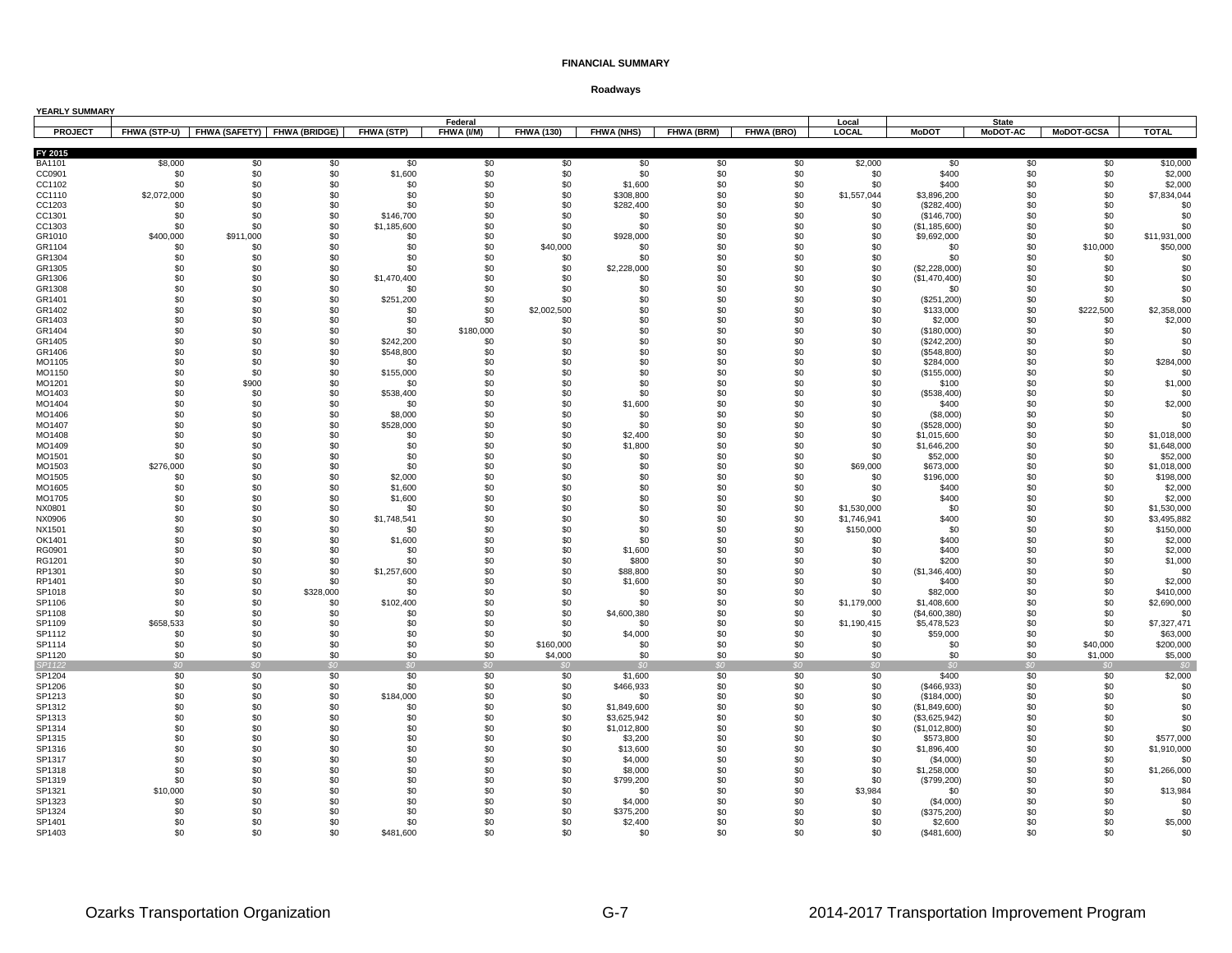**FINANCIAL SUMMARY**

**Roadways**

**YEARLY SUMMARY**

| | Federal | | | | | | | | | Local | State | | | |
|---|---|---|---|---|---|---|---|---|---|---|---|---|---|---|
| PROJECT | FHWA (STP-U) | FHWA (SAFETY) | FHWA (BRIDGE) | FHWA (STP) | FHWA (I/M) | FHWA (130) | FHWA (NHS) | FHWA (BRM) | FHWA (BRO) | LOCAL | MoDOT | MoDOT-AC | MoDOT-GCSA | TOTAL |
| **FY 2015** | | | | | | | | | | | | | | |
| BA1101 | $8,000 | $0 | $0 | $0 | $0 | $0 | $0 | $0 | $0 | $2,000 | $0 | $0 | $0 | $10,000 |
| CC0901 | $0 | $0 | $0 | $1,600 | $0 | $0 | $0 | $0 | $0 | $0 | $400 | $0 | $0 | $2,000 |
| CC1102 | $0 | $0 | $0 | $0 | $0 | $0 | $1,600 | $0 | $0 | $0 | $400 | $0 | $0 | $2,000 |
| CC1110 | $2,072,000 | $0 | $0 | $0 | $0 | $0 | $308,800 | $0 | $0 | $1,557,044 | $3,896,200 | $0 | $0 | $7,834,044 |
| CC1203 | $0 | $0 | $0 | $0 | $0 | $0 | $282,400 | $0 | $0 | $0 | ($282,400) | $0 | $0 | $0 |
| CC1301 | $0 | $0 | $0 | $146,700 | $0 | $0 | $0 | $0 | $0 | $0 | ($146,700) | $0 | $0 | $0 |
| CC1303 | $0 | $0 | $0 | $1,185,600 | $0 | $0 | $0 | $0 | $0 | $0 | ($1,185,600) | $0 | $0 | $0 |
| GR1010 | $400,000 | $911,000 | $0 | $0 | $0 | $0 | $928,000 | $0 | $0 | $0 | $9,692,000 | $0 | $0 | $11,931,000 |
| GR1104 | $0 | $0 | $0 | $0 | $0 | $40,000 | $0 | $0 | $0 | $0 | $0 | $0 | $10,000 | $50,000 |
| GR1304 | $0 | $0 | $0 | $0 | $0 | $0 | $0 | $0 | $0 | $0 | $0 | $0 | $0 | $0 |
| GR1305 | $0 | $0 | $0 | $0 | $0 | $0 | $2,228,000 | $0 | $0 | $0 | ($2,228,000) | $0 | $0 | $0 |
| GR1306 | $0 | $0 | $0 | $1,470,400 | $0 | $0 | $0 | $0 | $0 | $0 | ($1,470,400) | $0 | $0 | $0 |
| GR1308 | $0 | $0 | $0 | $0 | $0 | $0 | $0 | $0 | $0 | $0 | $0 | $0 | $0 | $0 |
| GR1401 | $0 | $0 | $0 | $251,200 | $0 | $0 | $0 | $0 | $0 | $0 | ($251,200) | $0 | $0 | $0 |
| GR1402 | $0 | $0 | $0 | $0 | $0 | $2,002,500 | $0 | $0 | $0 | $0 | $133,000 | $0 | $222,500 | $2,358,000 |
| GR1403 | $0 | $0 | $0 | $0 | $0 | $0 | $0 | $0 | $0 | $0 | $2,000 | $0 | $0 | $2,000 |
| GR1404 | $0 | $0 | $0 | $0 | $180,000 | $0 | $0 | $0 | $0 | $0 | ($180,000) | $0 | $0 | $0 |
| GR1405 | $0 | $0 | $0 | $242,200 | $0 | $0 | $0 | $0 | $0 | $0 | ($242,200) | $0 | $0 | $0 |
| GR1406 | $0 | $0 | $0 | $548,800 | $0 | $0 | $0 | $0 | $0 | $0 | ($548,800) | $0 | $0 | $0 |
| MO1105 | $0 | $0 | $0 | $0 | $0 | $0 | $0 | $0 | $0 | $0 | $284,000 | $0 | $0 | $284,000 |
| MO1150 | $0 | $0 | $0 | $155,000 | $0 | $0 | $0 | $0 | $0 | $0 | ($155,000) | $0 | $0 | $0 |
| MO1201 | $0 | $900 | $0 | $0 | $0 | $0 | $0 | $0 | $0 | $0 | $100 | $0 | $0 | $1,000 |
| MO1403 | $0 | $0 | $0 | $538,400 | $0 | $0 | $0 | $0 | $0 | $0 | ($538,400) | $0 | $0 | $0 |
| MO1404 | $0 | $0 | $0 | $0 | $0 | $0 | $1,600 | $0 | $0 | $0 | $400 | $0 | $0 | $2,000 |
| MO1406 | $0 | $0 | $0 | $8,000 | $0 | $0 | $0 | $0 | $0 | $0 | ($8,000) | $0 | $0 | $0 |
| MO1407 | $0 | $0 | $0 | $528,000 | $0 | $0 | $0 | $0 | $0 | $0 | ($528,000) | $0 | $0 | $0 |
| MO1408 | $0 | $0 | $0 | $0 | $0 | $0 | $2,400 | $0 | $0 | $0 | $1,015,600 | $0 | $0 | $1,018,000 |
| MO1409 | $0 | $0 | $0 | $0 | $0 | $0 | $1,800 | $0 | $0 | $0 | $1,646,200 | $0 | $0 | $1,648,000 |
| MO1501 | $0 | $0 | $0 | $0 | $0 | $0 | $0 | $0 | $0 | $0 | $52,000 | $0 | $0 | $52,000 |
| MO1503 | $276,000 | $0 | $0 | $0 | $0 | $0 | $0 | $0 | $0 | $69,000 | $673,000 | $0 | $0 | $1,018,000 |
| MO1505 | $0 | $0 | $0 | $2,000 | $0 | $0 | $0 | $0 | $0 | $0 | $196,000 | $0 | $0 | $198,000 |
| MO1605 | $0 | $0 | $0 | $1,600 | $0 | $0 | $0 | $0 | $0 | $0 | $400 | $0 | $0 | $2,000 |
| MO1705 | $0 | $0 | $0 | $1,600 | $0 | $0 | $0 | $0 | $0 | $0 | $400 | $0 | $0 | $2,000 |
| NX0801 | $0 | $0 | $0 | $0 | $0 | $0 | $0 | $0 | $0 | $1,530,000 | $0 | $0 | $0 | $1,530,000 |
| NX0906 | $0 | $0 | $0 | $1,748,541 | $0 | $0 | $0 | $0 | $0 | $1,746,941 | $400 | $0 | $0 | $3,495,882 |
| NX1501 | $0 | $0 | $0 | $0 | $0 | $0 | $0 | $0 | $0 | $150,000 | $0 | $0 | $0 | $150,000 |
| OK1401 | $0 | $0 | $0 | $1,600 | $0 | $0 | $0 | $0 | $0 | $0 | $400 | $0 | $0 | $2,000 |
| RG0901 | $0 | $0 | $0 | $0 | $0 | $0 | $1,600 | $0 | $0 | $0 | $400 | $0 | $0 | $2,000 |
| RG1201 | $0 | $0 | $0 | $0 | $0 | $0 | $800 | $0 | $0 | $0 | $200 | $0 | $0 | $1,000 |
| RP1301 | $0 | $0 | $0 | $1,257,600 | $0 | $0 | $88,800 | $0 | $0 | $0 | ($1,346,400) | $0 | $0 | $0 |
| RP1401 | $0 | $0 | $0 | $0 | $0 | $0 | $1,600 | $0 | $0 | $0 | $400 | $0 | $0 | $2,000 |
| SP1018 | $0 | $0 | $328,000 | $0 | $0 | $0 | $0 | $0 | $0 | $0 | $82,000 | $0 | $0 | $410,000 |
| SP1106 | $0 | $0 | $0 | $102,400 | $0 | $0 | $0 | $0 | $0 | $1,179,000 | $1,408,600 | $0 | $0 | $2,690,000 |
| SP1108 | $0 | $0 | $0 | $0 | $0 | $0 | $4,600,380 | $0 | $0 | $0 | ($4,600,380) | $0 | $0 | $0 |
| SP1109 | $658,533 | $0 | $0 | $0 | $0 | $0 | $0 | $0 | $0 | $1,190,415 | $5,478,523 | $0 | $0 | $7,327,471 |
| SP1112 | $0 | $0 | $0 | $0 | $0 | $0 | $4,000 | $0 | $0 | $0 | $59,000 | $0 | $0 | $63,000 |
| SP1114 | $0 | $0 | $0 | $0 | $0 | $160,000 | $0 | $0 | $0 | $0 | $0 | $0 | $40,000 | $200,000 |
| SP1120 | $0 | $0 | $0 | $0 | $0 | $4,000 | $0 | $0 | $0 | $0 | $0 | $0 | $1,000 | $5,000 |
| *SP1122* | *$0* | *$0* | *$0* | *$0* | *$0* | *$0* | *$0* | *$0* | *$0* | *$0* | *$0* | *$0* | *$0* | *$0* |
| SP1204 | $0 | $0 | $0 | $0 | $0 | $0 | $1,600 | $0 | $0 | $0 | $400 | $0 | $0 | $2,000 |
| SP1206 | $0 | $0 | $0 | $0 | $0 | $0 | $466,933 | $0 | $0 | $0 | ($466,933) | $0 | $0 | $0 |
| SP1213 | $0 | $0 | $0 | $184,000 | $0 | $0 | $0 | $0 | $0 | $0 | ($184,000) | $0 | $0 | $0 |
| SP1312 | $0 | $0 | $0 | $0 | $0 | $0 | $1,849,600 | $0 | $0 | $0 | ($1,849,600) | $0 | $0 | $0 |
| SP1313 | $0 | $0 | $0 | $0 | $0 | $0 | $3,625,942 | $0 | $0 | $0 | ($3,625,942) | $0 | $0 | $0 |
| SP1314 | $0 | $0 | $0 | $0 | $0 | $0 | $1,012,800 | $0 | $0 | $0 | ($1,012,800) | $0 | $0 | $0 |
| SP1315 | $0 | $0 | $0 | $0 | $0 | $0 | $3,200 | $0 | $0 | $0 | $573,800 | $0 | $0 | $577,000 |
| SP1316 | $0 | $0 | $0 | $0 | $0 | $0 | $13,600 | $0 | $0 | $0 | $1,896,400 | $0 | $0 | $1,910,000 |
| SP1317 | $0 | $0 | $0 | $0 | $0 | $0 | $4,000 | $0 | $0 | $0 | ($4,000) | $0 | $0 | $0 |
| SP1318 | $0 | $0 | $0 | $0 | $0 | $0 | $8,000 | $0 | $0 | $0 | $1,258,000 | $0 | $0 | $1,266,000 |
| SP1319 | $0 | $0 | $0 | $0 | $0 | $0 | $799,200 | $0 | $0 | $0 | ($799,200) | $0 | $0 | $0 |
| SP1321 | $10,000 | $0 | $0 | $0 | $0 | $0 | $0 | $0 | $0 | $3,984 | $0 | $0 | $0 | $13,984 |
| SP1323 | $0 | $0 | $0 | $0 | $0 | $0 | $4,000 | $0 | $0 | $0 | ($4,000) | $0 | $0 | $0 |
| SP1324 | $0 | $0 | $0 | $0 | $0 | $0 | $375,200 | $0 | $0 | $0 | ($375,200) | $0 | $0 | $0 |
| SP1401 | $0 | $0 | $0 | $0 | $0 | $0 | $2,400 | $0 | $0 | $0 | $2,600 | $0 | $0 | $5,000 |
| SP1403 | $0 | $0 | $0 | $481,600 | $0 | $0 | $0 | $0 | $0 | $0 | ($481,600) | $0 | $0 | $0 |

Ozarks Transportation Organization G-7 2014-2017 Transportation Improvement Program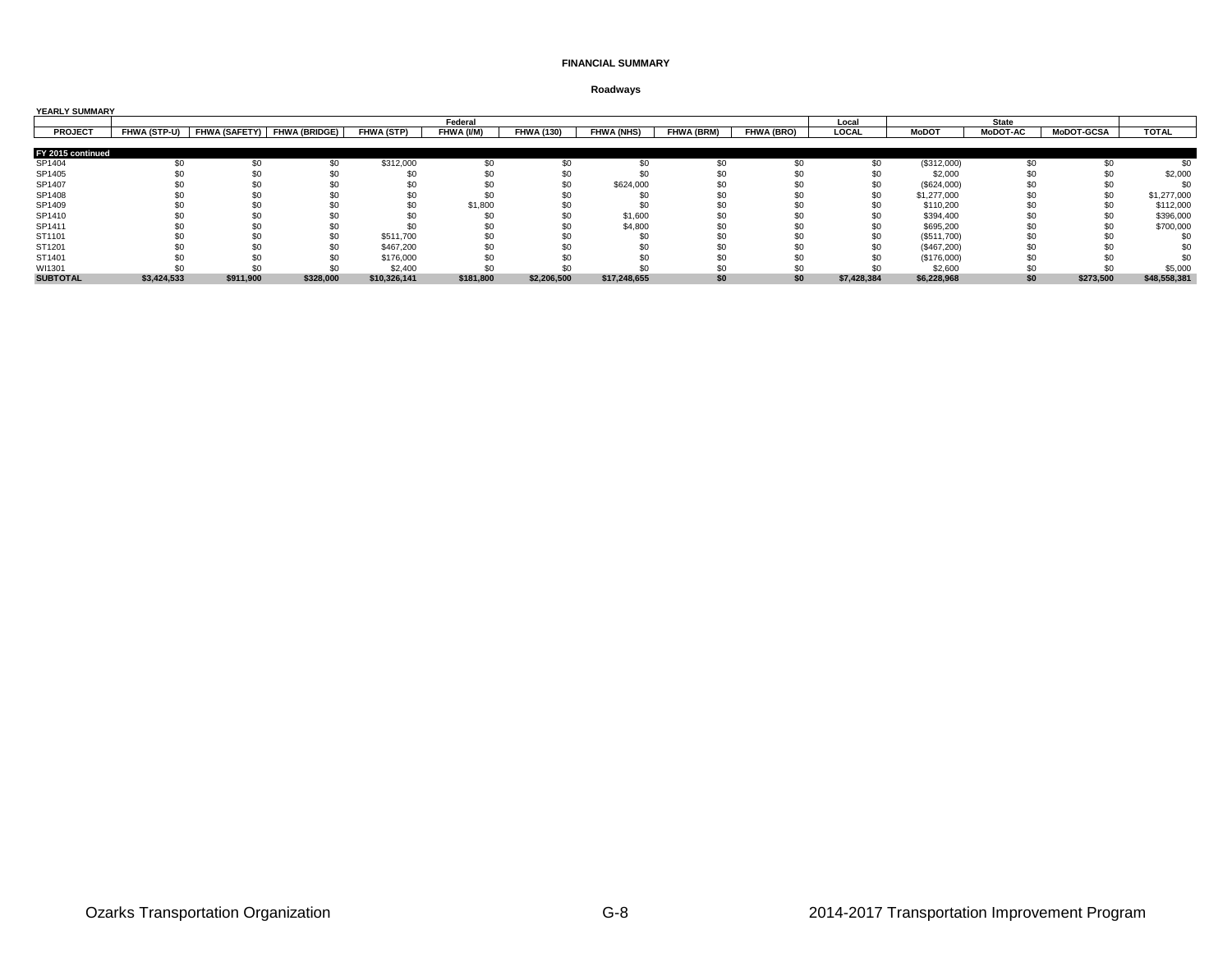# FINANCIAL SUMMARY

## Roadways

**YEARLY SUMMARY**

| | Federal | | | | | | | | | Local | State | | | |
|---|---|---|---|---|---|---|---|---|---|---|---|---|---|---|
| **PROJECT** | **FHWA (STP-U)** | **FHWA (SAFETY)** | **FHWA (BRIDGE)** | **FHWA (STP)** | **FHWA (I/M)** | **FHWA (130)** | **FHWA (NHS)** | **FHWA (BRM)** | **FHWA (BRO)** | **LOCAL** | **MoDOT** | **MoDOT-AC** | **MoDOT-GCSA** | **TOTAL** |
| **FY 2015 continued** | | | | | | | | | | | | | | |
| SP1404 | $0 | $0 | $0 | $312,000 | $0 | $0 | $0 | $0 | $0 | $0 | ($312,000) | $0 | $0 | $0 |
| SP1405 | $0 | $0 | $0 | $0 | $0 | $0 | $0 | $0 | $0 | $0 | $2,000 | $0 | $0 | $2,000 |
| SP1407 | $0 | $0 | $0 | $0 | $0 | $0 | $624,000 | $0 | $0 | $0 | ($624,000) | $0 | $0 | $0 |
| SP1408 | $0 | $0 | $0 | $0 | $0 | $0 | $0 | $0 | $0 | $0 | $1,277,000 | $0 | $0 | $1,277,000 |
| SP1409 | $0 | $0 | $0 | $0 | $1,800 | $0 | $0 | $0 | $0 | $0 | $110,200 | $0 | $0 | $112,000 |
| SP1410 | $0 | $0 | $0 | $0 | $0 | $0 | $1,600 | $0 | $0 | $0 | $394,400 | $0 | $0 | $396,000 |
| SP1411 | $0 | $0 | $0 | $0 | $0 | $0 | $4,800 | $0 | $0 | $0 | $695,200 | $0 | $0 | $700,000 |
| ST1101 | $0 | $0 | $0 | $511,700 | $0 | $0 | $0 | $0 | $0 | $0 | ($511,700) | $0 | $0 | $0 |
| ST1201 | $0 | $0 | $0 | $467,200 | $0 | $0 | $0 | $0 | $0 | $0 | ($467,200) | $0 | $0 | $0 |
| ST1401 | $0 | $0 | $0 | $176,000 | $0 | $0 | $0 | $0 | $0 | $0 | ($176,000) | $0 | $0 | $0 |
| WI1301 | $0 | $0 | $0 | $2,400 | $0 | $0 | $0 | $0 | $0 | $0 | $2,600 | $0 | $0 | $5,000 |
| **SUBTOTAL** | **$3,424,533** | **$911,900** | **$328,000** | **$10,326,141** | **$181,800** | **$2,206,500** | **$17,248,655** | **$0** | **$0** | **$7,428,384** | **$6,228,968** | **$0** | **$273,500** | **$48,558,381** |

Ozarks Transportation Organization | G-8 | 2014-2017 Transportation Improvement Program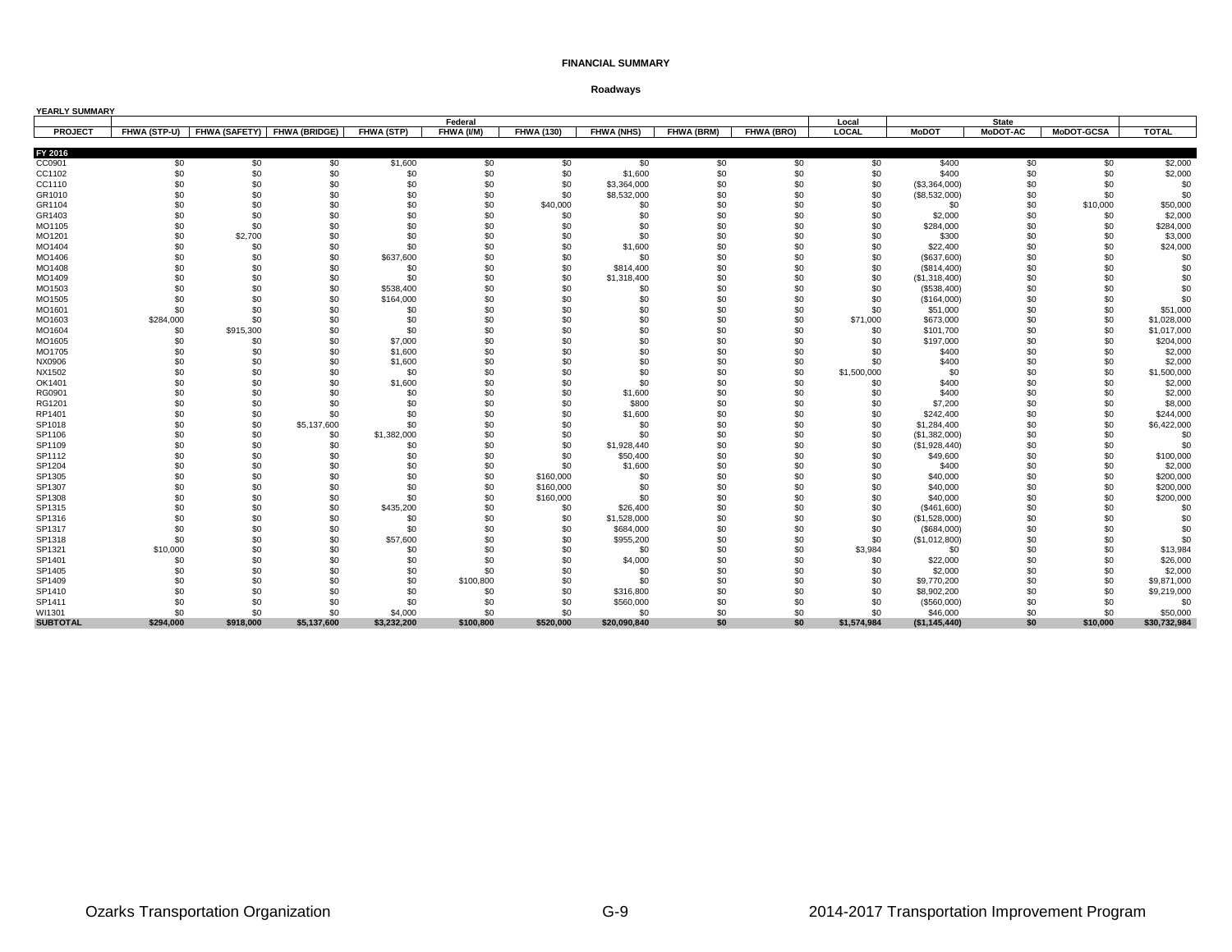**FINANCIAL SUMMARY**

**Roadways**

**YEARLY SUMMARY**

| | Federal | | | | | | | | | Local | State | | | |
|---|---|---|---|---|---|---|---|---|---|---|---|---|---|---|
| **PROJECT** | **FHWA (STP-U)** | **FHWA (SAFETY)** | **FHWA (BRIDGE)** | **FHWA (STP)** | **FHWA (I/M)** | **FHWA (130)** | **FHWA (NHS)** | **FHWA (BRM)** | **FHWA (BRO)** | **LOCAL** | **MoDOT** | **MoDOT-AC** | **MoDOT-GCSA** | **TOTAL** |
| **FY 2016** | | | | | | | | | | | | | | |
| CC0901 | $0 | $0 | $0 | $1,600 | $0 | $0 | $0 | $0 | $0 | $0 | $400 | $0 | $0 | $2,000 |
| CC1102 | $0 | $0 | $0 | $0 | $0 | $0 | $1,600 | $0 | $0 | $0 | $400 | $0 | $0 | $2,000 |
| CC1110 | $0 | $0 | $0 | $0 | $0 | $0 | $3,364,000 | $0 | $0 | $0 | ($3,364,000) | $0 | $0 | $0 |
| GR1010 | $0 | $0 | $0 | $0 | $0 | $0 | $8,532,000 | $0 | $0 | $0 | ($8,532,000) | $0 | $0 | $0 |
| GR1104 | $0 | $0 | $0 | $0 | $0 | $40,000 | $0 | $0 | $0 | $0 | $0 | $0 | $10,000 | $50,000 |
| GR1403 | $0 | $0 | $0 | $0 | $0 | $0 | $0 | $0 | $0 | $0 | $2,000 | $0 | $0 | $2,000 |
| MO1105 | $0 | $0 | $0 | $0 | $0 | $0 | $0 | $0 | $0 | $0 | $284,000 | $0 | $0 | $284,000 |
| MO1201 | $0 | $2,700 | $0 | $0 | $0 | $0 | $0 | $0 | $0 | $0 | $300 | $0 | $0 | $3,000 |
| MO1404 | $0 | $0 | $0 | $0 | $0 | $0 | $1,600 | $0 | $0 | $0 | $22,400 | $0 | $0 | $24,000 |
| MO1406 | $0 | $0 | $0 | $637,600 | $0 | $0 | $0 | $0 | $0 | $0 | ($637,600) | $0 | $0 | $0 |
| MO1408 | $0 | $0 | $0 | $0 | $0 | $0 | $814,400 | $0 | $0 | $0 | ($814,400) | $0 | $0 | $0 |
| MO1409 | $0 | $0 | $0 | $0 | $0 | $0 | $1,318,400 | $0 | $0 | $0 | ($1,318,400) | $0 | $0 | $0 |
| MO1503 | $0 | $0 | $0 | $538,400 | $0 | $0 | $0 | $0 | $0 | $0 | ($538,400) | $0 | $0 | $0 |
| MO1505 | $0 | $0 | $0 | $164,000 | $0 | $0 | $0 | $0 | $0 | $0 | ($164,000) | $0 | $0 | $0 |
| MO1601 | $0 | $0 | $0 | $0 | $0 | $0 | $0 | $0 | $0 | $0 | $51,000 | $0 | $0 | $51,000 |
| MO1603 | $284,000 | $0 | $0 | $0 | $0 | $0 | $0 | $0 | $0 | $71,000 | $673,000 | $0 | $0 | $1,028,000 |
| MO1604 | $0 | $915,300 | $0 | $0 | $0 | $0 | $0 | $0 | $0 | $0 | $101,700 | $0 | $0 | $1,017,000 |
| MO1605 | $0 | $0 | $0 | $7,000 | $0 | $0 | $0 | $0 | $0 | $0 | $197,000 | $0 | $0 | $204,000 |
| MO1705 | $0 | $0 | $0 | $1,600 | $0 | $0 | $0 | $0 | $0 | $0 | $400 | $0 | $0 | $2,000 |
| NX0906 | $0 | $0 | $0 | $1,600 | $0 | $0 | $0 | $0 | $0 | $0 | $400 | $0 | $0 | $2,000 |
| NX1502 | $0 | $0 | $0 | $0 | $0 | $0 | $0 | $0 | $0 | $1,500,000 | $0 | $0 | $0 | $1,500,000 |
| OK1401 | $0 | $0 | $0 | $1,600 | $0 | $0 | $0 | $0 | $0 | $0 | $400 | $0 | $0 | $2,000 |
| RG0901 | $0 | $0 | $0 | $0 | $0 | $0 | $1,600 | $0 | $0 | $0 | $400 | $0 | $0 | $2,000 |
| RG1201 | $0 | $0 | $0 | $0 | $0 | $0 | $800 | $0 | $0 | $0 | $7,200 | $0 | $0 | $8,000 |
| RP1401 | $0 | $0 | $0 | $0 | $0 | $0 | $1,600 | $0 | $0 | $0 | $242,400 | $0 | $0 | $244,000 |
| SP1018 | $0 | $0 | $5,137,600 | $0 | $0 | $0 | $0 | $0 | $0 | $0 | $1,284,400 | $0 | $0 | $6,422,000 |
| SP1106 | $0 | $0 | $0 | $1,382,000 | $0 | $0 | $0 | $0 | $0 | $0 | ($1,382,000) | $0 | $0 | $0 |
| SP1109 | $0 | $0 | $0 | $0 | $0 | $0 | $1,928,440 | $0 | $0 | $0 | ($1,928,440) | $0 | $0 | $0 |
| SP1112 | $0 | $0 | $0 | $0 | $0 | $0 | $50,400 | $0 | $0 | $0 | $49,600 | $0 | $0 | $100,000 |
| SP1204 | $0 | $0 | $0 | $0 | $0 | $0 | $1,600 | $0 | $0 | $0 | $400 | $0 | $0 | $2,000 |
| SP1305 | $0 | $0 | $0 | $0 | $0 | $160,000 | $0 | $0 | $0 | $0 | $40,000 | $0 | $0 | $200,000 |
| SP1307 | $0 | $0 | $0 | $0 | $0 | $160,000 | $0 | $0 | $0 | $0 | $40,000 | $0 | $0 | $200,000 |
| SP1308 | $0 | $0 | $0 | $0 | $0 | $160,000 | $0 | $0 | $0 | $0 | $40,000 | $0 | $0 | $200,000 |
| SP1315 | $0 | $0 | $0 | $435,200 | $0 | $0 | $26,400 | $0 | $0 | $0 | ($461,600) | $0 | $0 | $0 |
| SP1316 | $0 | $0 | $0 | $0 | $0 | $0 | $1,528,000 | $0 | $0 | $0 | ($1,528,000) | $0 | $0 | $0 |
| SP1317 | $0 | $0 | $0 | $0 | $0 | $0 | $684,000 | $0 | $0 | $0 | ($684,000) | $0 | $0 | $0 |
| SP1318 | $0 | $0 | $0 | $57,600 | $0 | $0 | $955,200 | $0 | $0 | $0 | ($1,012,800) | $0 | $0 | $0 |
| SP1321 | $10,000 | $0 | $0 | $0 | $0 | $0 | $0 | $0 | $0 | $3,984 | $0 | $0 | $0 | $13,984 |
| SP1401 | $0 | $0 | $0 | $0 | $0 | $0 | $4,000 | $0 | $0 | $0 | $22,000 | $0 | $0 | $26,000 |
| SP1405 | $0 | $0 | $0 | $0 | $0 | $0 | $0 | $0 | $0 | $0 | $2,000 | $0 | $0 | $2,000 |
| SP1409 | $0 | $0 | $0 | $0 | $100,800 | $0 | $0 | $0 | $0 | $0 | $9,770,200 | $0 | $0 | $9,871,000 |
| SP1410 | $0 | $0 | $0 | $0 | $0 | $0 | $316,800 | $0 | $0 | $0 | $8,902,200 | $0 | $0 | $9,219,000 |
| SP1411 | $0 | $0 | $0 | $0 | $0 | $0 | $560,000 | $0 | $0 | $0 | ($560,000) | $0 | $0 | $0 |
| WI1301 | $0 | $0 | $0 | $4,000 | $0 | $0 | $0 | $0 | $0 | $0 | $46,000 | $0 | $0 | $50,000 |
| **SUBTOTAL** | **$294,000** | **$918,000** | **$5,137,600** | **$3,232,200** | **$100,800** | **$520,000** | **$20,090,840** | **$0** | **$0** | **$1,574,984** | **($1,145,440)** | **$0** | **$10,000** | **$30,732,984** |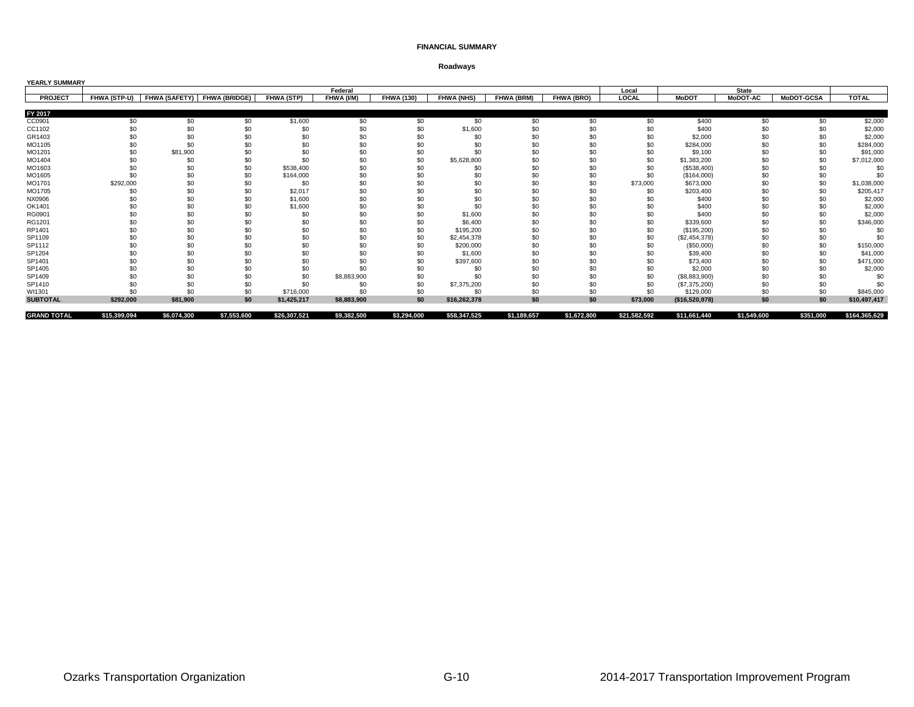# FINANCIAL SUMMARY

## Roadways

**YEARLY SUMMARY**

| | Federal | | | | | | | | | Local | State | | | |
|---|---|---|---|---|---|---|---|---|---|---|---|---|---|---|
| **PROJECT** | **FHWA (STP-U)** | **FHWA (SAFETY)** | **FHWA (BRIDGE)** | **FHWA (STP)** | **FHWA (I/M)** | **FHWA (130)** | **FHWA (NHS)** | **FHWA (BRM)** | **FHWA (BRO)** | **LOCAL** | **MoDOT** | **MoDOT-AC** | **MoDOT-GCSA** | **TOTAL** |
| **FY 2017** | | | | | | | | | | | | | | |
| CC0901 | $0 | $0 | $0 | $1,600 | $0 | $0 | $0 | $0 | $0 | $0 | $400 | $0 | $0 | $2,000 |
| CC1102 | $0 | $0 | $0 | $0 | $0 | $0 | $1,600 | $0 | $0 | $0 | $400 | $0 | $0 | $2,000 |
| GR1403 | $0 | $0 | $0 | $0 | $0 | $0 | $0 | $0 | $0 | $0 | $2,000 | $0 | $0 | $2,000 |
| MO1105 | $0 | $0 | $0 | $0 | $0 | $0 | $0 | $0 | $0 | $0 | $284,000 | $0 | $0 | $284,000 |
| MO1201 | $0 | $81,900 | $0 | $0 | $0 | $0 | $0 | $0 | $0 | $0 | $9,100 | $0 | $0 | $91,000 |
| MO1404 | $0 | $0 | $0 | $0 | $0 | $0 | $5,628,800 | $0 | $0 | $0 | $1,383,200 | $0 | $0 | $7,012,000 |
| MO1603 | $0 | $0 | $0 | $538,400 | $0 | $0 | $0 | $0 | $0 | $0 | ($538,400) | $0 | $0 | $0 |
| MO1605 | $0 | $0 | $0 | $164,000 | $0 | $0 | $0 | $0 | $0 | $0 | ($164,000) | $0 | $0 | $0 |
| MO1701 | $292,000 | $0 | $0 | $0 | $0 | $0 | $0 | $0 | $0 | $73,000 | $673,000 | $0 | $0 | $1,038,000 |
| MO1705 | $0 | $0 | $0 | $2,017 | $0 | $0 | $0 | $0 | $0 | $0 | $203,400 | $0 | $0 | $205,417 |
| NX0906 | $0 | $0 | $0 | $1,600 | $0 | $0 | $0 | $0 | $0 | $0 | $400 | $0 | $0 | $2,000 |
| OK1401 | $0 | $0 | $0 | $1,600 | $0 | $0 | $0 | $0 | $0 | $0 | $400 | $0 | $0 | $2,000 |
| RG0901 | $0 | $0 | $0 | $0 | $0 | $0 | $1,600 | $0 | $0 | $0 | $400 | $0 | $0 | $2,000 |
| RG1201 | $0 | $0 | $0 | $0 | $0 | $0 | $6,400 | $0 | $0 | $0 | $339,600 | $0 | $0 | $346,000 |
| RP1401 | $0 | $0 | $0 | $0 | $0 | $0 | $195,200 | $0 | $0 | $0 | ($195,200) | $0 | $0 | $0 |
| SP1109 | $0 | $0 | $0 | $0 | $0 | $0 | $2,454,378 | $0 | $0 | $0 | ($2,454,378) | $0 | $0 | $0 |
| SP1112 | $0 | $0 | $0 | $0 | $0 | $0 | $200,000 | $0 | $0 | $0 | ($50,000) | $0 | $0 | $150,000 |
| SP1204 | $0 | $0 | $0 | $0 | $0 | $0 | $1,600 | $0 | $0 | $0 | $39,400 | $0 | $0 | $41,000 |
| SP1401 | $0 | $0 | $0 | $0 | $0 | $0 | $397,600 | $0 | $0 | $0 | $73,400 | $0 | $0 | $471,000 |
| SP1405 | $0 | $0 | $0 | $0 | $0 | $0 | $0 | $0 | $0 | $0 | $2,000 | $0 | $0 | $2,000 |
| SP1409 | $0 | $0 | $0 | $0 | $8,883,900 | $0 | $0 | $0 | $0 | $0 | ($8,883,900) | $0 | $0 | $0 |
| SP1410 | $0 | $0 | $0 | $0 | $0 | $0 | $7,375,200 | $0 | $0 | $0 | ($7,375,200) | $0 | $0 | $0 |
| WI1301 | $0 | $0 | $0 | $716,000 | $0 | $0 | $0 | $0 | $0 | $0 | $129,000 | $0 | $0 | $845,000 |
| **SUBTOTAL** | **$292,000** | **$81,900** | **$0** | **$1,425,217** | **$8,883,900** | **$0** | **$16,262,378** | **$0** | **$0** | **$73,000** | **($16,520,978)** | **$0** | **$0** | **$10,497,417** |
| **GRAND TOTAL** | **$15,399,094** | **$6,074,300** | **$7,553,600** | **$26,307,521** | **$9,382,500** | **$3,294,000** | **$58,347,525** | **$1,189,657** | **$1,672,800** | **$21,582,592** | **$11,661,440** | **$1,549,600** | **$351,000** | **$164,365,629** |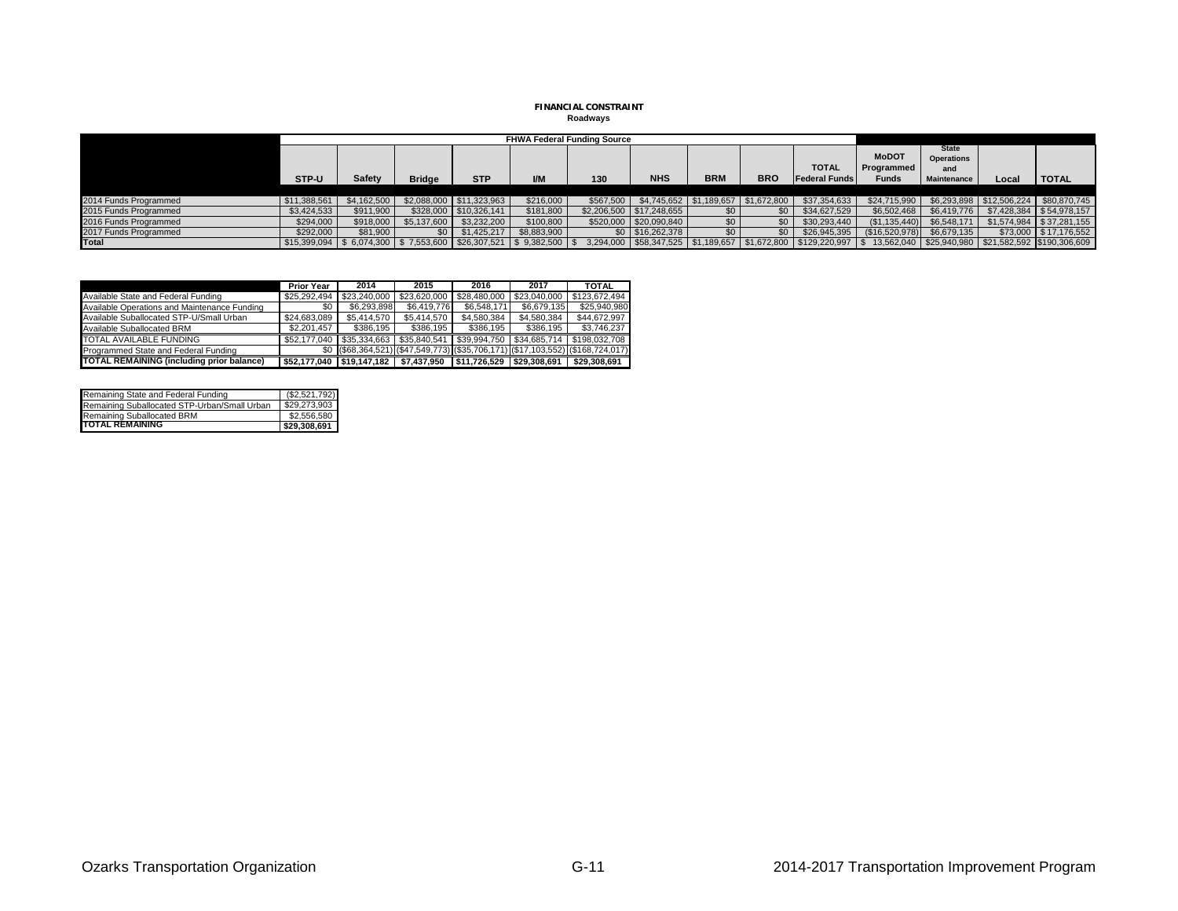**FINANCIAL CONSTRAINT**
**Roadways**

| | FHWA Federal Funding Source | | | | | | | | | | | | | |
|---|---|---|---|---|---|---|---|---|---|---|---|---|---|---|
| | STP-U | Safety | Bridge | STP | I/M | 130 | NHS | BRM | BRO | TOTAL Federal Funds | MoDOT Programmed Funds | State Operations and Maintenance | Local | TOTAL |
| 2014 Funds Programmed | $11,388,561 | $4,162,500 | $2,088,000 | $11,323,963 | $216,000 | $567,500 | $4,745,652 | $1,189,657 | $1,672,800 | $37,354,633 | $24,715,990 | $6,293,898 | $12,506,224 | $80,870,745 |
| 2015 Funds Programmed | $3,424,533 | $911,900 | $328,000 | $10,326,141 | $181,800 | $2,206,500 | $17,248,655 | $0 | $0 | $34,627,529 | $6,502,468 | $6,419,776 | $7,428,384 | $54,978,157 |
| 2016 Funds Programmed | $294,000 | $918,000 | $5,137,600 | $3,232,200 | $100,800 | $520,000 | $20,090,840 | $0 | $0 | $30,293,440 | ($1,135,440) | $6,548,171 | $1,574,984 | $37,281,155 |
| 2017 Funds Programmed | $292,000 | $81,900 | $0 | $1,425,217 | $8,883,900 | $0 | $16,262,378 | $0 | $0 | $26,945,395 | ($16,520,978) | $6,679,135 | $73,000 | $17,176,552 |
| **Total** | $15,399,094 | $ 6,074,300 | $ 7,553,600 | $26,307,521 | $ 9,382,500 | $ 3,294,000 | $58,347,525 | $1,189,657 | $1,672,800 | $129,220,997 | $ 13,562,040 | $25,940,980 | $21,582,592 | $190,306,609 |

| | Prior Year | 2014 | 2015 | 2016 | 2017 | TOTAL |
|---|---|---|---|---|---|---|
| Available State and Federal Funding | $25,292,494 | $23,240,000 | $23,620,000 | $28,480,000 | $23,040,000 | $123,672,494 |
| Available Operations and Maintenance Funding | $0 | $6,293,898 | $6,419,776 | $6,548,171 | $6,679,135 | $25,940,980 |
| Available Suballocated STP-U/Small Urban | $24,683,089 | $5,414,570 | $5,414,570 | $4,580,384 | $4,580,384 | $44,672,997 |
| Available Suballocated BRM | $2,201,457 | $386,195 | $386,195 | $386,195 | $386,195 | $3,746,237 |
| TOTAL AVAILABLE FUNDING | $52,177,040 | $35,334,663 | $35,840,541 | $39,994,750 | $34,685,714 | $198,032,708 |
| Programmed State and Federal Funding | $0 | ($68,364,521) | ($47,549,773) | ($35,706,171) | ($17,103,552) | ($168,724,017) |
| **TOTAL REMAINING (including prior balance)** | **$52,177,040** | **$19,147,182** | **$7,437,950** | **$11,726,529** | **$29,308,691** | **$29,308,691** |

| | |
|---|---|
| Remaining State and Federal Funding | ($2,521,792) |
| Remaining Suballocated STP-Urban/Small Urban | $29,273,903 |
| Remaining Suballocated BRM | $2,556,580 |
| **TOTAL REMAINING** | **$29,308,691** |